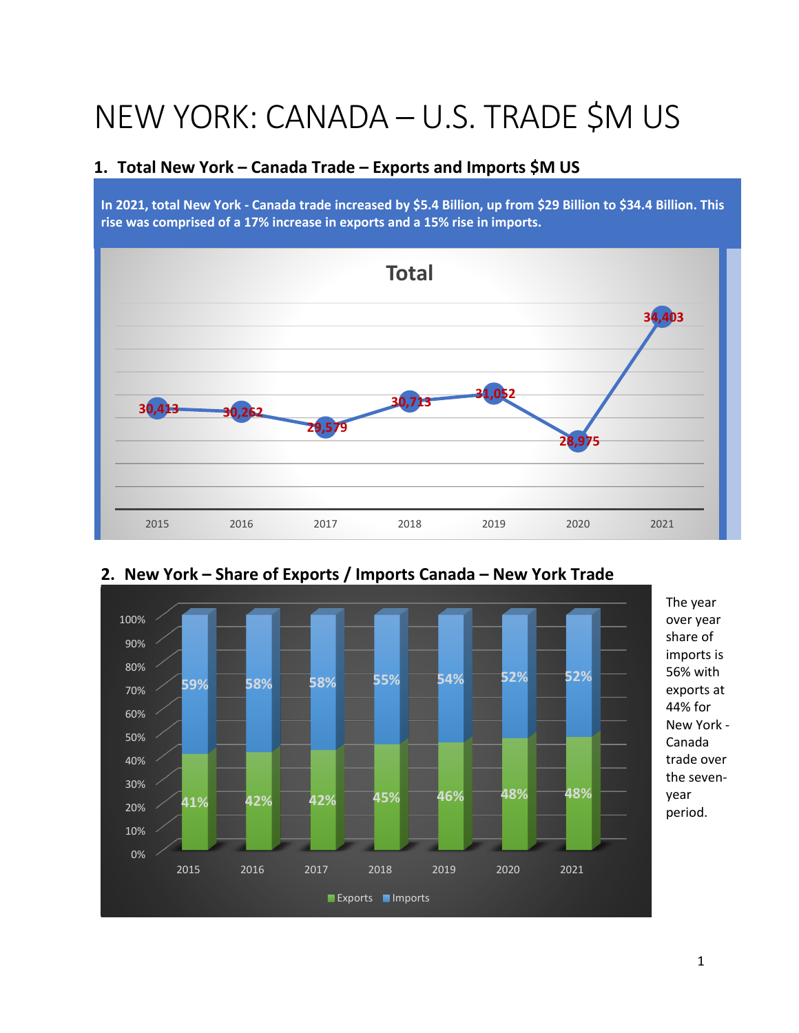# NEW YORK: CANADA – U.S. TRADE $M US

## 1. Total New York – Canada Trade – Exports and Imports $M US

**In 2021, total New York - Canada trade increased by $5.4 Billion, up from $29 Billion to $34.4 Billion. This rise was comprised of a 17% increase in exports and a 15% rise in imports.**

Total

| 2015 | 2016 | 2017 | 2018 | 2019 | 2020 | 2021 |
|---|---|---|---|---|---|---|
| 30,413 | 30,262 | 29,579 | 30,713 | 31,052 | 28,975 | 34,403 |

## 2. New York – Share of Exports / Imports Canada – New York Trade

| | 2015 | 2016 | 2017 | 2018 | 2019 | 2020 | 2021 |
|---|---|---|---|---|---|---|---|
| Exports | 41% | 42% | 42% | 45% | 46% | 48% | 48% |
| Imports | 59% | 58% | 58% | 55% | 54% | 52% | 52% |

The year over year share of imports is 56% with exports at 44% for New York - Canada trade over the seven-year period.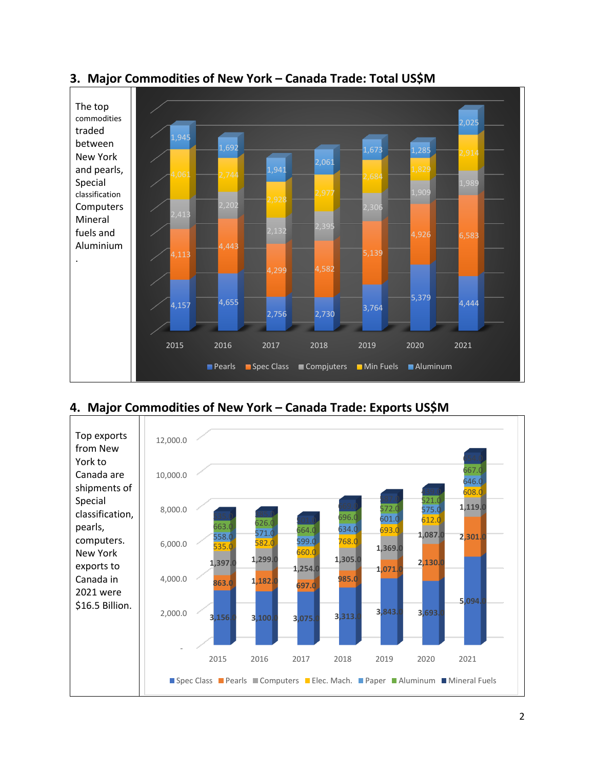## 3. Major Commodities of New York – Canada Trade: Total US$M

The top commodities traded between New York and pearls, Special classification Computers Mineral fuels and Aluminium.

| Year | Pearls | Spec Class | Compjuters | Min Fuels | Aluminum |
|---|---|---|---|---|---|
| 2015 | 4,157 | 4,113 | 2,413 | 4,061 | 1,945 |
| 2016 | 4,655 | 4,443 | 2,202 | 2,744 | 1,692 |
| 2017 | 2,756 | 4,299 | 2,132 | 2,928 | 1,941 |
| 2018 | 2,730 | 4,582 | 2,395 | 2,977 | 2,061 |
| 2019 | 3,764 | 5,139 | 2,306 | 2,684 | 1,673 |
| 2020 | 5,379 | 4,926 | 1,909 | 1,829 | 1,285 |
| 2021 | 4,444 | 6,583 | 1,989 | 2,914 | 2,025 |

## 4. Major Commodities of New York – Canada Trade: Exports US$M

Top exports from New York to Canada are shipments of Special classification, pearls, computers. New York exports to Canada in 2021 were $16.5 Billion.

| Year | Spec Class | Pearls | Computers | Elec. Mach. | Paper | Aluminum | Mineral Fuels |
|---|---|---|---|---|---|---|---|
| 2015 | 3,156.0 | 863.0 | 1,397.0 | 535.0 | 558.0 | 663.0 | |
| 2016 | 3,100.0 | 1,182.0 | 1,299.0 | 582.0 | 571.0 | 626.0 | |
| 2017 | 3,075.0 | 697.0 | 1,254.0 | 660.0 | 599.0 | 664.0 | |
| 2018 | 3,313.0 | 985.0 | 1,305.0 | 768.0 | 634.0 | 696.0 | |
| 2019 | 3,843.0 | 1,071.0 | 1,369.0 | 693.0 | 601.0 | 572.0 | |
| 2020 | 3,693.0 | 2,130.0 | 1,087.0 | 612.0 | 575.0 | 521.0 | |
| 2021 | 5,094.0 | 2,301.0 | 1,119.0 | 608.0 | 646.0 | 667.0 | |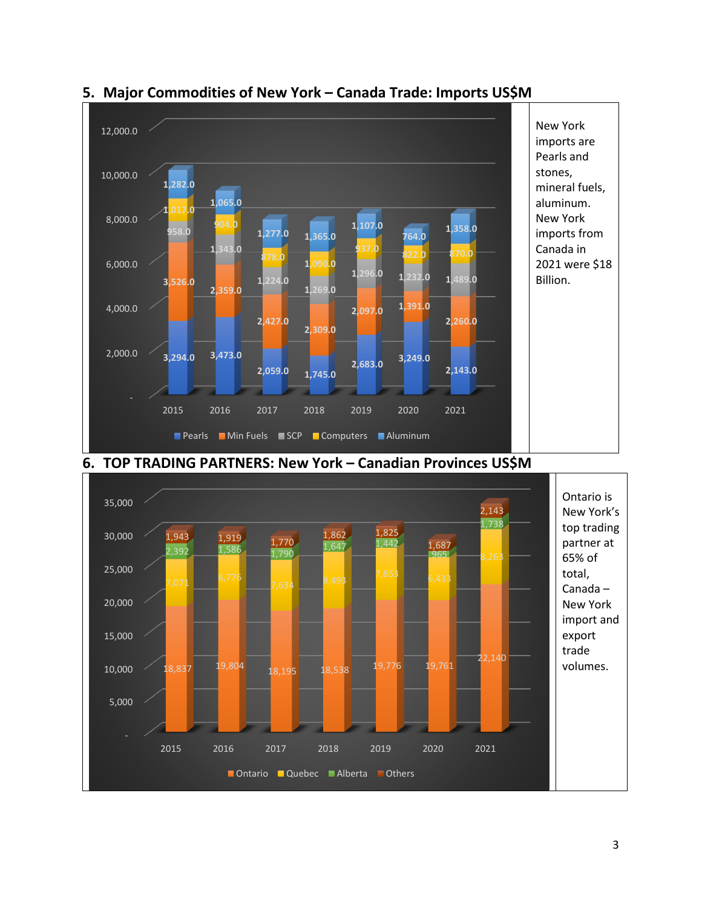## 5. Major Commodities of New York – Canada Trade: Imports US$M

| Year | Pearls | Min Fuels | SCP | Computers | Aluminum |
|---|---|---|---|---|---|
| 2015 | 3,294.0 | 3,526.0 | 958.0 | 1,017.0 | 1,282.0 |
| 2016 | 3,473.0 | 2,359.0 | 1,343.0 | 904.0 | 1,065.0 |
| 2017 | 2,059.0 | 2,427.0 | 1,224.0 | 878.0 | 1,277.0 |
| 2018 | 1,745.0 | 2,309.0 | 1,269.0 | 1,090.0 | 1,365.0 |
| 2019 | 2,683.0 | 2,097.0 | 1,296.0 | 937.0 | 1,107.0 |
| 2020 | 3,249.0 | 1,391.0 | 1,232.0 | 822.0 | 764.0 |
| 2021 | 2,143.0 | 2,260.0 | 1,489.0 | 870.0 | 1,358.0 |

New York imports are Pearls and stones, mineral fuels, aluminum. New York imports from Canada in 2021 were $18 Billion.

## 6. TOP TRADING PARTNERS: New York – Canadian Provinces US$M

| Year | Ontario | Quebec | Alberta | Others |
|---|---|---|---|---|
| 2015 | 18,837 | 7,071 | 2,392 | 1,943 |
| 2016 | 19,804 | 6,776 | 1,586 | 1,919 |
| 2017 | 18,195 | 7,634 | 1,790 | 1,770 |
| 2018 | 18,538 | 8,493 | 1,647 | 1,862 |
| 2019 | 19,776 | 7,853 | 1,442 | 1,825 |
| 2020 | 19,761 | 6,433 | 965 | 1,687 |
| 2021 | 22,140 | 8,263 | 1,738 | 2,143 |

Ontario is New York's top trading partner at 65% of total, Canada – New York import and export trade volumes.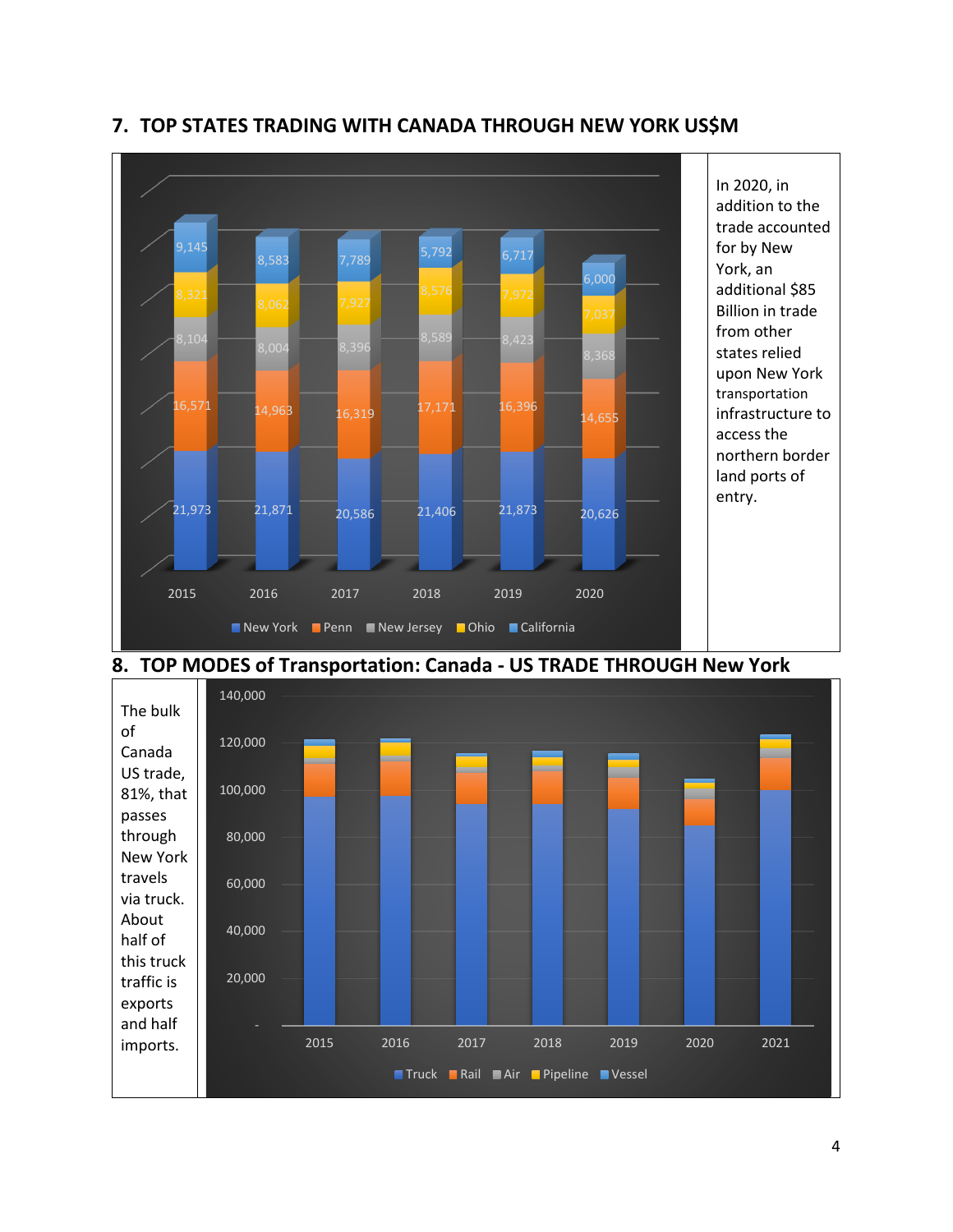## 7. TOP STATES TRADING WITH CANADA THROUGH NEW YORK US$M

| | 2015 | 2016 | 2017 | 2018 | 2019 | 2020 |
|---|---|---|---|---|---|---|
| New York | 21,973 | 21,871 | 20,586 | 21,406 | 21,873 | 20,626 |
| Penn | 16,571 | 14,963 | 16,319 | 17,171 | 16,396 | 14,655 |
| New Jersey | 8,104 | 8,004 | 8,396 | 8,589 | 8,423 | 8,368 |
| Ohio | 8,321 | 8,062 | 7,927 | 8,576 | 7,972 | 7,037 |
| California | 9,145 | 8,583 | 7,789 | 5,792 | 6,717 | 6,000 |

In 2020, in addition to the trade accounted for by New York, an additional $85 Billion in trade from other states relied upon New York transportation infrastructure to access the northern border land ports of entry.

## 8. TOP MODES of Transportation: Canada - US TRADE THROUGH New York

The bulk of Canada US trade, 81%, that passes through New York travels via truck. About half of this truck traffic is exports and half imports.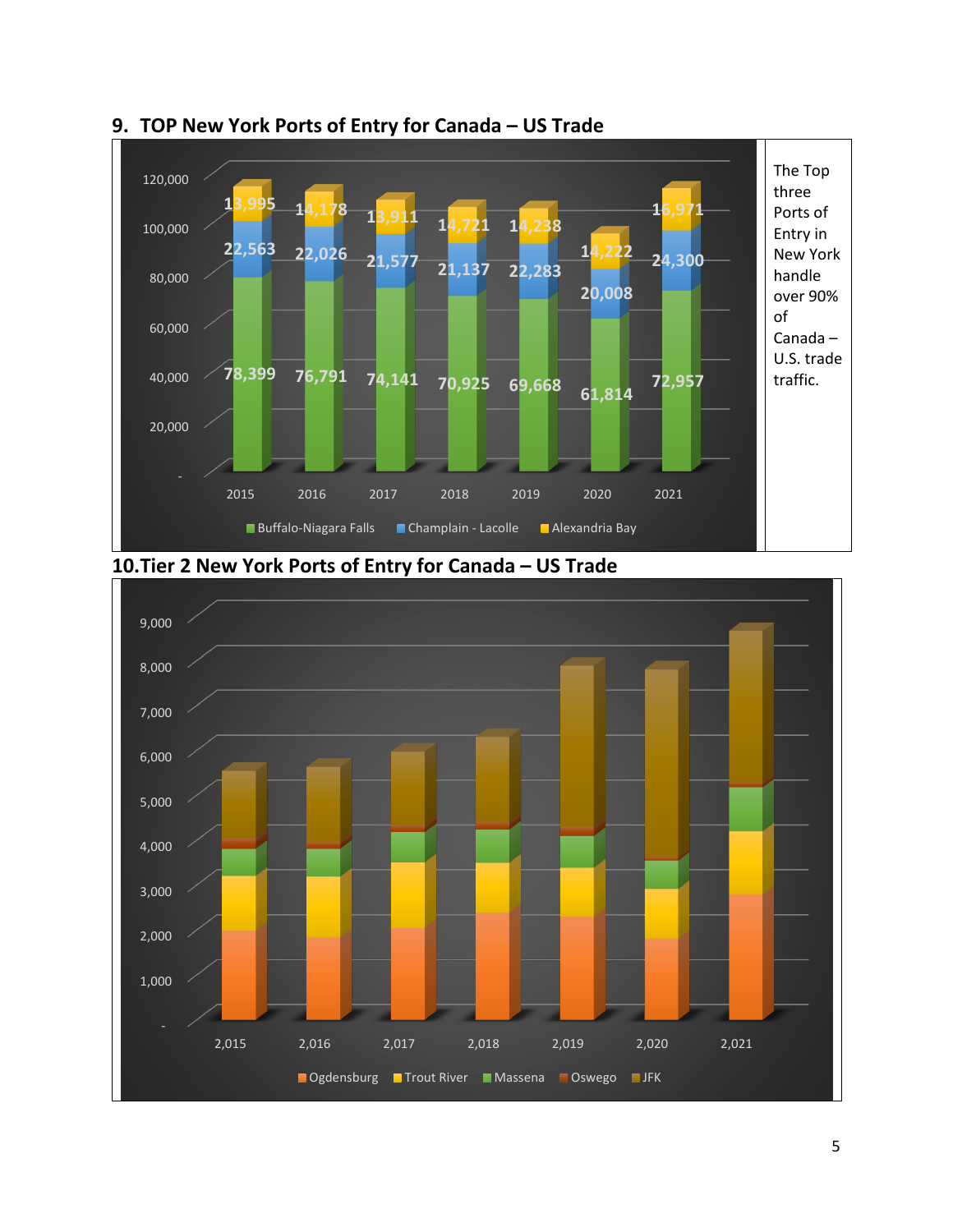## 9. TOP New York Ports of Entry for Canada – US Trade

| Year | Buffalo-Niagara Falls | Champlain - Lacolle | Alexandria Bay |
|---|---|---|---|
| 2015 | 78,399 | 22,563 | 13,995 |
| 2016 | 76,791 | 22,026 | 14,178 |
| 2017 | 74,141 | 21,577 | 13,911 |
| 2018 | 70,925 | 21,137 | 14,721 |
| 2019 | 69,668 | 22,283 | 14,238 |
| 2020 | 61,814 | 20,008 | 14,222 |
| 2021 | 72,957 | 24,300 | 16,971 |

The Top three Ports of Entry in New York handle over 90% of Canada – U.S. trade traffic.

## 10. Tier 2 New York Ports of Entry for Canada – US Trade

Chart: stacked bars for 2,015 through 2,021 (y-axis: - to 9,000), series: Ogdensburg, Trout River, Massena, Oswego, JFK.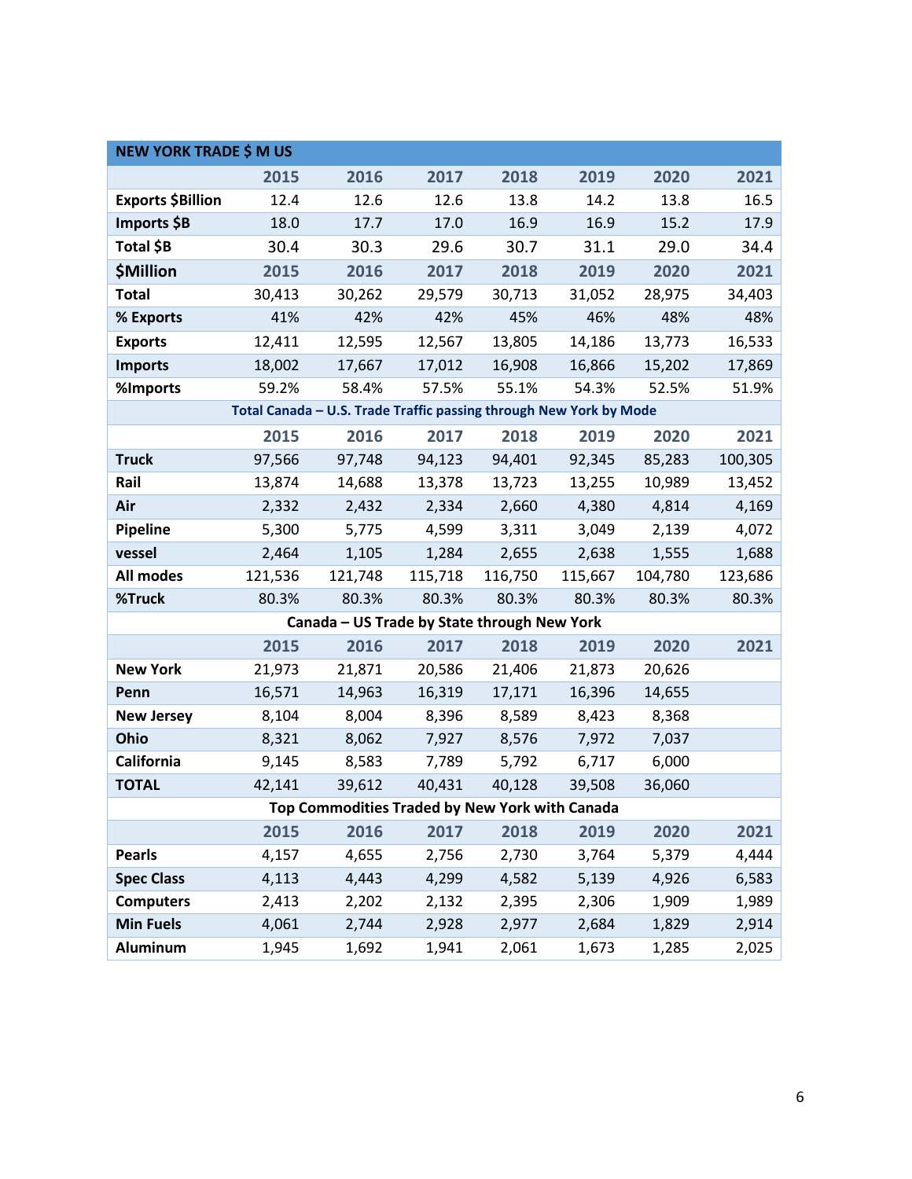| NEW YORK TRADE $ M US | | | | | | | |
|---|---|---|---|---|---|---|---|
| | 2015 | 2016 | 2017 | 2018 | 2019 | 2020 | 2021 |
| **Exports $Billion** | 12.4 | 12.6 | 12.6 | 13.8 | 14.2 | 13.8 | 16.5 |
| **Imports $B** | 18.0 | 17.7 | 17.0 | 16.9 | 16.9 | 15.2 | 17.9 |
| **Total $B** | 30.4 | 30.3 | 29.6 | 30.7 | 31.1 | 29.0 | 34.4 |
| **$Million** | 2015 | 2016 | 2017 | 2018 | 2019 | 2020 | 2021 |
| **Total** | 30,413 | 30,262 | 29,579 | 30,713 | 31,052 | 28,975 | 34,403 |
| **% Exports** | 41% | 42% | 42% | 45% | 46% | 48% | 48% |
| **Exports** | 12,411 | 12,595 | 12,567 | 13,805 | 14,186 | 13,773 | 16,533 |
| **Imports** | 18,002 | 17,667 | 17,012 | 16,908 | 16,866 | 15,202 | 17,869 |
| **%Imports** | 59.2% | 58.4% | 57.5% | 55.1% | 54.3% | 52.5% | 51.9% |
| **Total Canada – U.S. Trade Traffic passing through New York by Mode** | | | | | | | |
| | 2015 | 2016 | 2017 | 2018 | 2019 | 2020 | 2021 |
| **Truck** | 97,566 | 97,748 | 94,123 | 94,401 | 92,345 | 85,283 | 100,305 |
| **Rail** | 13,874 | 14,688 | 13,378 | 13,723 | 13,255 | 10,989 | 13,452 |
| **Air** | 2,332 | 2,432 | 2,334 | 2,660 | 4,380 | 4,814 | 4,169 |
| **Pipeline** | 5,300 | 5,775 | 4,599 | 3,311 | 3,049 | 2,139 | 4,072 |
| **vessel** | 2,464 | 1,105 | 1,284 | 2,655 | 2,638 | 1,555 | 1,688 |
| **All modes** | 121,536 | 121,748 | 115,718 | 116,750 | 115,667 | 104,780 | 123,686 |
| **%Truck** | 80.3% | 80.3% | 80.3% | 80.3% | 80.3% | 80.3% | 80.3% |
| **Canada – US Trade by State through New York** | | | | | | | |
| | 2015 | 2016 | 2017 | 2018 | 2019 | 2020 | 2021 |
| **New York** | 21,973 | 21,871 | 20,586 | 21,406 | 21,873 | 20,626 | |
| **Penn** | 16,571 | 14,963 | 16,319 | 17,171 | 16,396 | 14,655 | |
| **New Jersey** | 8,104 | 8,004 | 8,396 | 8,589 | 8,423 | 8,368 | |
| **Ohio** | 8,321 | 8,062 | 7,927 | 8,576 | 7,972 | 7,037 | |
| **California** | 9,145 | 8,583 | 7,789 | 5,792 | 6,717 | 6,000 | |
| **TOTAL** | 42,141 | 39,612 | 40,431 | 40,128 | 39,508 | 36,060 | |
| **Top Commodities Traded by New York with Canada** | | | | | | | |
| | 2015 | 2016 | 2017 | 2018 | 2019 | 2020 | 2021 |
| **Pearls** | 4,157 | 4,655 | 2,756 | 2,730 | 3,764 | 5,379 | 4,444 |
| **Spec Class** | 4,113 | 4,443 | 4,299 | 4,582 | 5,139 | 4,926 | 6,583 |
| **Computers** | 2,413 | 2,202 | 2,132 | 2,395 | 2,306 | 1,909 | 1,989 |
| **Min Fuels** | 4,061 | 2,744 | 2,928 | 2,977 | 2,684 | 1,829 | 2,914 |
| **Aluminum** | 1,945 | 1,692 | 1,941 | 2,061 | 1,673 | 1,285 | 2,025 |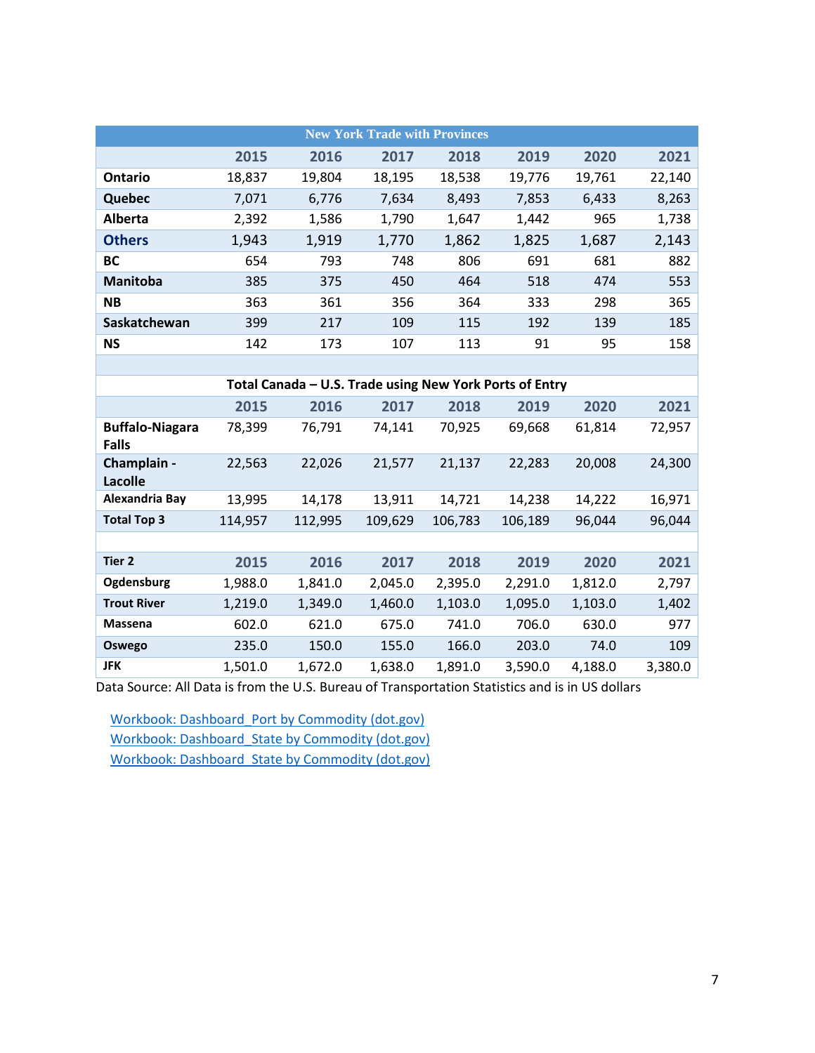| New York Trade with Provinces | | | | | | | |
|---|---|---|---|---|---|---|---|
| | 2015 | 2016 | 2017 | 2018 | 2019 | 2020 | 2021 |
| **Ontario** | 18,837 | 19,804 | 18,195 | 18,538 | 19,776 | 19,761 | 22,140 |
| **Quebec** | 7,071 | 6,776 | 7,634 | 8,493 | 7,853 | 6,433 | 8,263 |
| **Alberta** | 2,392 | 1,586 | 1,790 | 1,647 | 1,442 | 965 | 1,738 |
| **Others** | 1,943 | 1,919 | 1,770 | 1,862 | 1,825 | 1,687 | 2,143 |
| **BC** | 654 | 793 | 748 | 806 | 691 | 681 | 882 |
| **Manitoba** | 385 | 375 | 450 | 464 | 518 | 474 | 553 |
| **NB** | 363 | 361 | 356 | 364 | 333 | 298 | 365 |
| **Saskatchewan** | 399 | 217 | 109 | 115 | 192 | 139 | 185 |
| **NS** | 142 | 173 | 107 | 113 | 91 | 95 | 158 |

| Total Canada – U.S. Trade using New York Ports of Entry | | | | | | | |
|---|---|---|---|---|---|---|---|
| | 2015 | 2016 | 2017 | 2018 | 2019 | 2020 | 2021 |
| **Buffalo-Niagara Falls** | 78,399 | 76,791 | 74,141 | 70,925 | 69,668 | 61,814 | 72,957 |
| **Champlain - Lacolle** | 22,563 | 22,026 | 21,577 | 21,137 | 22,283 | 20,008 | 24,300 |
| **Alexandria Bay** | 13,995 | 14,178 | 13,911 | 14,721 | 14,238 | 14,222 | 16,971 |
| **Total Top 3** | 114,957 | 112,995 | 109,629 | 106,783 | 106,189 | 96,044 | 96,044 |

| Tier 2 | 2015 | 2016 | 2017 | 2018 | 2019 | 2020 | 2021 |
|---|---|---|---|---|---|---|---|
| **Ogdensburg** | 1,988.0 | 1,841.0 | 2,045.0 | 2,395.0 | 2,291.0 | 1,812.0 | 2,797 |
| **Trout River** | 1,219.0 | 1,349.0 | 1,460.0 | 1,103.0 | 1,095.0 | 1,103.0 | 1,402 |
| **Massena** | 602.0 | 621.0 | 675.0 | 741.0 | 706.0 | 630.0 | 977 |
| **Oswego** | 235.0 | 150.0 | 155.0 | 166.0 | 203.0 | 74.0 | 109 |
| **JFK** | 1,501.0 | 1,672.0 | 1,638.0 | 1,891.0 | 3,590.0 | 4,188.0 | 3,380.0 |

Data Source: All Data is from the U.S. Bureau of Transportation Statistics and is in US dollars

- Workbook: Dashboard_Port by Commodity (dot.gov)
- Workbook: Dashboard_State by Commodity (dot.gov)
- Workbook: Dashboard_State by Commodity (dot.gov)